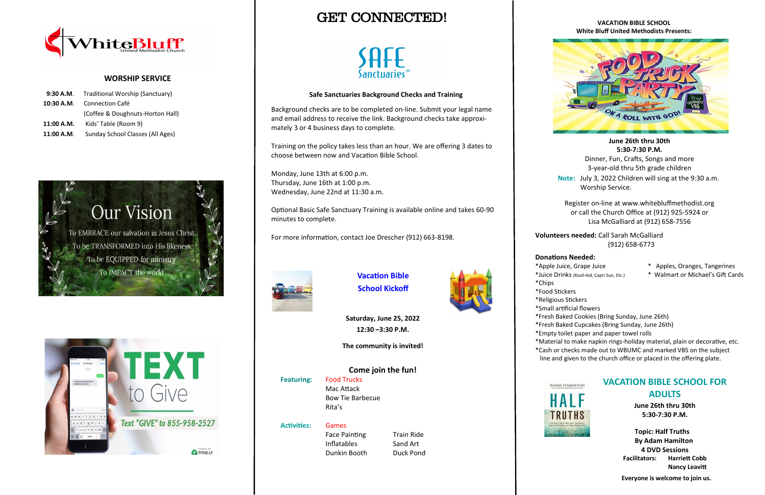White Bluff United Methodist Church

## WORSHIP SERVICE

**9:30 A.M.** Traditional Worship (Sanctuary)
**10:30 A.M.** Connection Café
(Coffee & Doughnuts-Horton Hall)
**11:00 A.M.** Kids' Table (Room 9)
**11:00 A.M.** Sunday School Classes (All Ages)

## Our Vision

To EMBRACE our salvation in Jesus Christ
To be TRANSFORMED into His likeness
To be EQUIPPED for ministry
To IMPACT the world

## TEXT to Give

Text "GIVE" to 855-958-2527

POWERED BY TITHE.LY

# GET CONNECTED!

Safe Sanctuaries®

**Safe Sanctuaries Background Checks and Training**

Background checks are to be completed on-line. Submit your legal name and email address to receive the link. Background checks take approximately 3 or 4 business days to complete.

Training on the policy takes less than an hour. We are offering 3 dates to choose between now and Vacation Bible School.

Monday, June 13th at 6:00 p.m.
Thursday, June 16th at 1:00 p.m.
Wednesday, June 22nd at 11:30 a.m.

Optional Basic Safe Sanctuary Training is available online and takes 60-90 minutes to complete.

For more information, contact Joe Drescher (912) 663-8198.

## Vacation Bible School Kickoff

**Saturday, June 25, 2022**
**12:30 –3:30 P.M.**

**The community is invited!**

**Come join the fun!**

**Featuring:** Food Trucks
Mac Attack
Bow Tie Barbecue
Rita's

**Activities:** Games
Face Painting
Inflatables
Dunkin Booth
Train Ride
Sand Art
Duck Pond

**VACATION BIBLE SCHOOL**
**White Bluff United Methodists Presents:**

FOOD TRUCK PARTY — ON A ROLL WITH GOD! — Standard's VBS

**June 26th thru 30th**
**5:30-7:30 P.M.**
Dinner, Fun, Crafts, Songs and more
3-year-old thru 5th grade children

Note: July 3, 2022 Children will sing at the 9:30 a.m. Worship Service.

Register on-line at www.whitebluffmethodist.org or call the Church Office at (912) 925-5924 or Lisa McGalliard at (912) 658-7556

**Volunteers needed:** Call Sarah McGalliard (912) 658-6773

**Donations Needed:**

*Apple Juice, Grape Juice
*Juice Drinks (Kool-Aid, Capri Sun, Etc.)
*Chips
*Food Stickers
*Religious Stickers
*Small artificial flowers
*Fresh Baked Cookies (Bring Sunday, June 26th)
*Fresh Baked Cupcakes (Bring Sunday, June 26th)
*Empty toilet paper and paper towel rolls
*Material to make napkin rings-holiday material, plain or decorative, etc.
*Cash or checks made out to WBUMC and marked VBS on the subject line and given to the church office or placed in the offering plate.
* Apples, Oranges, Tangerines
* Walmart or Michael's Gift Cards

## VACATION BIBLE SCHOOL FOR ADULTS

**June 26th thru 30th**
**5:30-7:30 P.M.**

**Topic: Half Truths**
**By Adam Hamilton**
**4 DVD Sessions**
**Facilitators:** **Harriett Cobb**
**Nancy Leavitt**

**Everyone is welcome to join us.**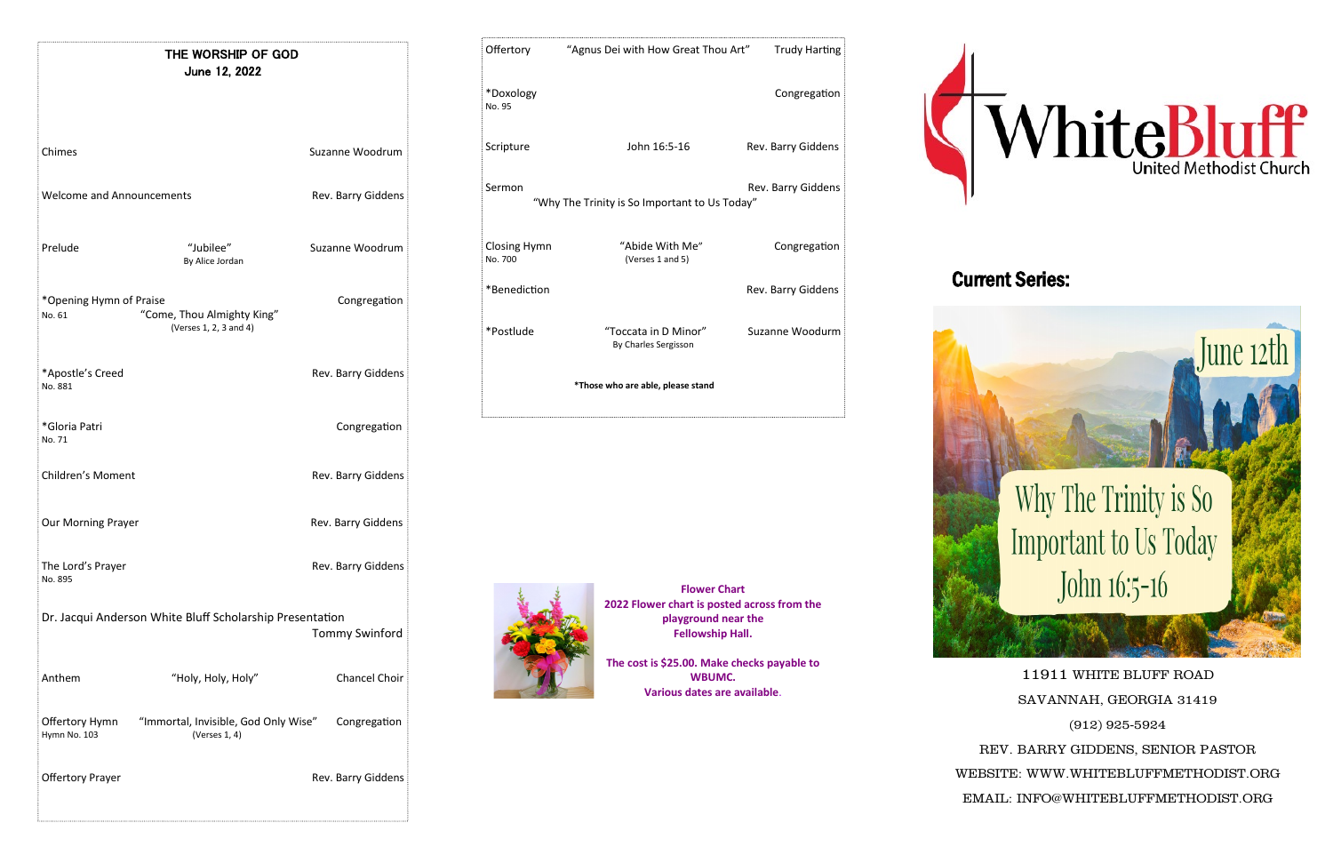## THE WORSHIP OF GOD
**June 12, 2022**

| | | |
|---|---|---|
| Chimes | | Suzanne Woodrum |
| Welcome and Announcements | | Rev. Barry Giddens |
| Prelude | "Jubilee" By Alice Jordan | Suzanne Woodrum |
| *Opening Hymn of Praise No. 61 | "Come, Thou Almighty King" (Verses 1, 2, 3 and 4) | Congregation |
| *Apostle's Creed No. 881 | | Rev. Barry Giddens |
| *Gloria Patri No. 71 | | Congregation |
| Children's Moment | | Rev. Barry Giddens |
| Our Morning Prayer | | Rev. Barry Giddens |
| The Lord's Prayer No. 895 | | Rev. Barry Giddens |
| Dr. Jacqui Anderson White Bluff Scholarship Presentation | | Tommy Swinford |
| Anthem | "Holy, Holy, Holy" | Chancel Choir |
| Offertory Hymn Hymn No. 103 | "Immortal, Invisible, God Only Wise" (Verses 1, 4) | Congregation |
| Offertory Prayer | | Rev. Barry Giddens |
| Offertory | "Agnus Dei with How Great Thou Art" | Trudy Harting |
| *Doxology No. 95 | | Congregation |
| Scripture | John 16:5-16 | Rev. Barry Giddens |
| Sermon | "Why The Trinity is So Important to Us Today" | Rev. Barry Giddens |
| Closing Hymn No. 700 | "Abide With Me" (Verses 1 and 5) | Congregation |
| *Benediction | | Rev. Barry Giddens |
| *Postlude | "Toccata in D Minor" By Charles Sergisson | Suzanne Woodurm |

**\*Those who are able, please stand**

**Flower Chart**
**2022 Flower chart is posted across from the playground near the Fellowship Hall.**

**The cost is $25.00. Make checks payable to WBUMC.**
**Various dates are available.**

# WhiteBluff United Methodist Church

## Current Series:

June 12th

Why The Trinity is So Important to Us Today
John 16:5-16

11911 WHITE BLUFF ROAD
SAVANNAH, GEORGIA 31419
(912) 925-5924
REV. BARRY GIDDENS, SENIOR PASTOR
WEBSITE: WWW.WHITEBLUFFMETHODIST.ORG
EMAIL: INFO@WHITEBLUFFMETHODIST.ORG